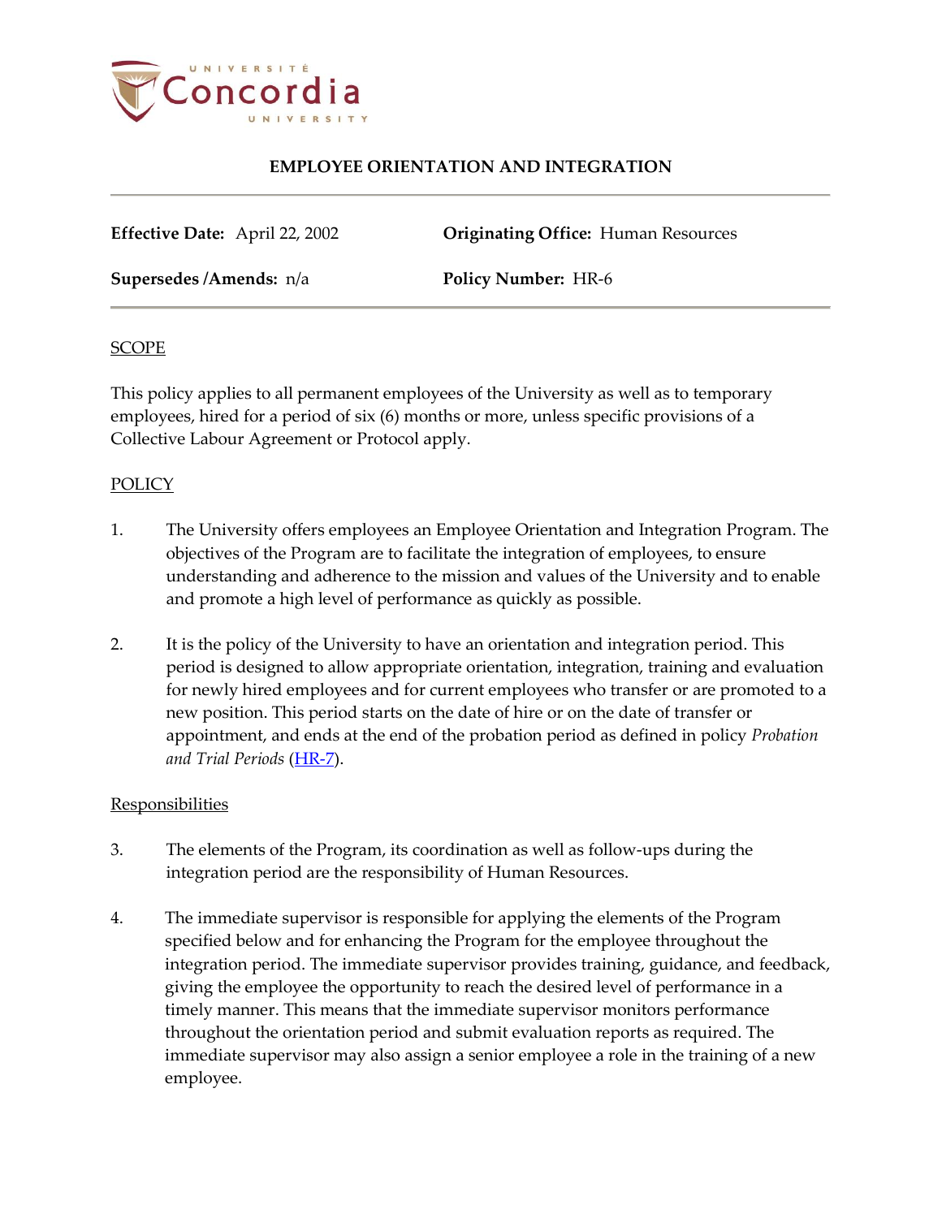# EMPLOYEE ORIENTATION AND INTEGRATION

**Effective Date:** April 22, 2002 **Originating Office:** Human Resources

**Supersedes /Amends:** n/a **Policy Number:** HR-6

## SCOPE

This policy applies to all permanent employees of the University as well as to temporary employees, hired for a period of six (6) months or more, unless specific provisions of a Collective Labour Agreement or Protocol apply.

## POLICY

1. The University offers employees an Employee Orientation and Integration Program. The objectives of the Program are to facilitate the integration of employees, to ensure understanding and adherence to the mission and values of the University and to enable and promote a high level of performance as quickly as possible.

2. It is the policy of the University to have an orientation and integration period. This period is designed to allow appropriate orientation, integration, training and evaluation for newly hired employees and for current employees who transfer or are promoted to a new position. This period starts on the date of hire or on the date of transfer or appointment, and ends at the end of the probation period as defined in policy *Probation and Trial Periods* (HR-7).

### Responsibilities

3. The elements of the Program, its coordination as well as follow-ups during the integration period are the responsibility of Human Resources.

4. The immediate supervisor is responsible for applying the elements of the Program specified below and for enhancing the Program for the employee throughout the integration period. The immediate supervisor provides training, guidance, and feedback, giving the employee the opportunity to reach the desired level of performance in a timely manner. This means that the immediate supervisor monitors performance throughout the orientation period and submit evaluation reports as required. The immediate supervisor may also assign a senior employee a role in the training of a new employee.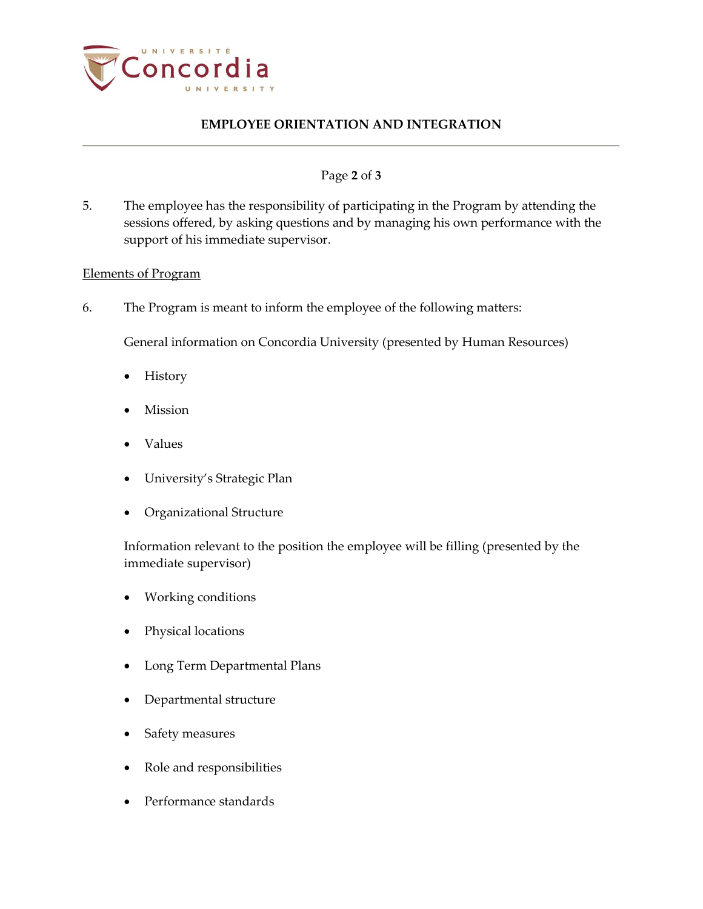5. The employee has the responsibility of participating in the Program by attending the sessions offered, by asking questions and by managing his own performance with the support of his immediate supervisor.

<u>Elements of Program</u>

6. The Program is meant to inform the employee of the following matters:

General information on Concordia University (presented by Human Resources)

- History
- Mission
- Values
- University's Strategic Plan
- Organizational Structure

Information relevant to the position the employee will be filling (presented by the immediate supervisor)

- Working conditions
- Physical locations
- Long Term Departmental Plans
- Departmental structure
- Safety measures
- Role and responsibilities
- Performance standards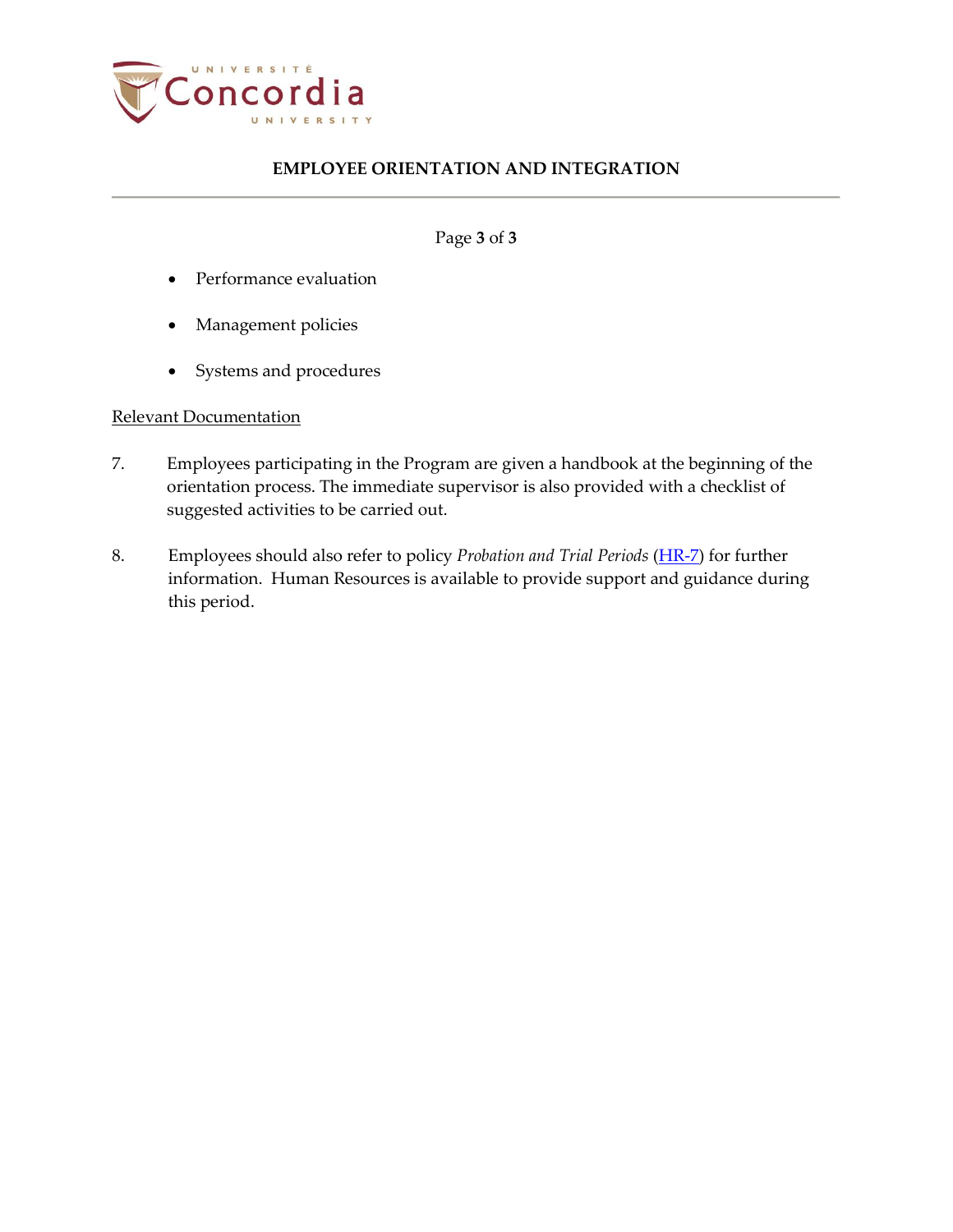- Performance evaluation
- Management policies
- Systems and procedures

Relevant Documentation

7. Employees participating in the Program are given a handbook at the beginning of the orientation process. The immediate supervisor is also provided with a checklist of suggested activities to be carried out.

8. Employees should also refer to policy *Probation and Trial Periods* (HR-7) for further information. Human Resources is available to provide support and guidance during this period.